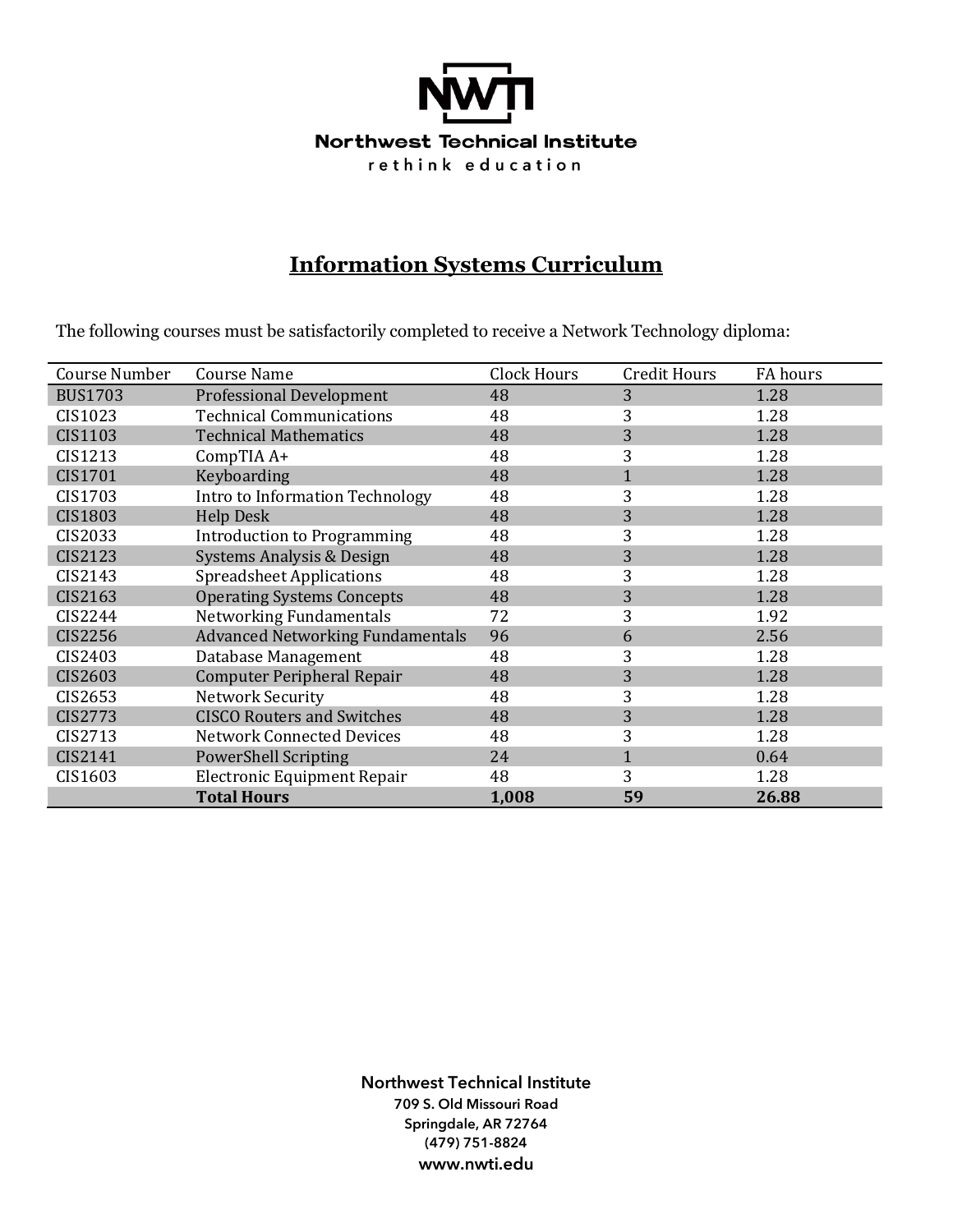**NWTI**

**Northwest Technical Institute**

rethink education

# Information Systems Curriculum

The following courses must be satisfactorily completed to receive a Network Technology diploma:

| Course Number | Course Name | Clock Hours | Credit Hours | FA hours |
|---|---|---|---|---|
| BUS1703 | Professional Development | 48 | 3 | 1.28 |
| CIS1023 | Technical Communications | 48 | 3 | 1.28 |
| CIS1103 | Technical Mathematics | 48 | 3 | 1.28 |
| CIS1213 | CompTIA A+ | 48 | 3 | 1.28 |
| CIS1701 | Keyboarding | 48 | 1 | 1.28 |
| CIS1703 | Intro to Information Technology | 48 | 3 | 1.28 |
| CIS1803 | Help Desk | 48 | 3 | 1.28 |
| CIS2033 | Introduction to Programming | 48 | 3 | 1.28 |
| CIS2123 | Systems Analysis & Design | 48 | 3 | 1.28 |
| CIS2143 | Spreadsheet Applications | 48 | 3 | 1.28 |
| CIS2163 | Operating Systems Concepts | 48 | 3 | 1.28 |
| CIS2244 | Networking Fundamentals | 72 | 3 | 1.92 |
| CIS2256 | Advanced Networking Fundamentals | 96 | 6 | 2.56 |
| CIS2403 | Database Management | 48 | 3 | 1.28 |
| CIS2603 | Computer Peripheral Repair | 48 | 3 | 1.28 |
| CIS2653 | Network Security | 48 | 3 | 1.28 |
| CIS2773 | CISCO Routers and Switches | 48 | 3 | 1.28 |
| CIS2713 | Network Connected Devices | 48 | 3 | 1.28 |
| CIS2141 | PowerShell Scripting | 24 | 1 | 0.64 |
| CIS1603 | Electronic Equipment Repair | 48 | 3 | 1.28 |
| | **Total Hours** | **1,008** | **59** | **26.88** |

**Northwest Technical Institute**
**709 S. Old Missouri Road**
**Springdale, AR 72764**
**(479) 751-8824**
**www.nwti.edu**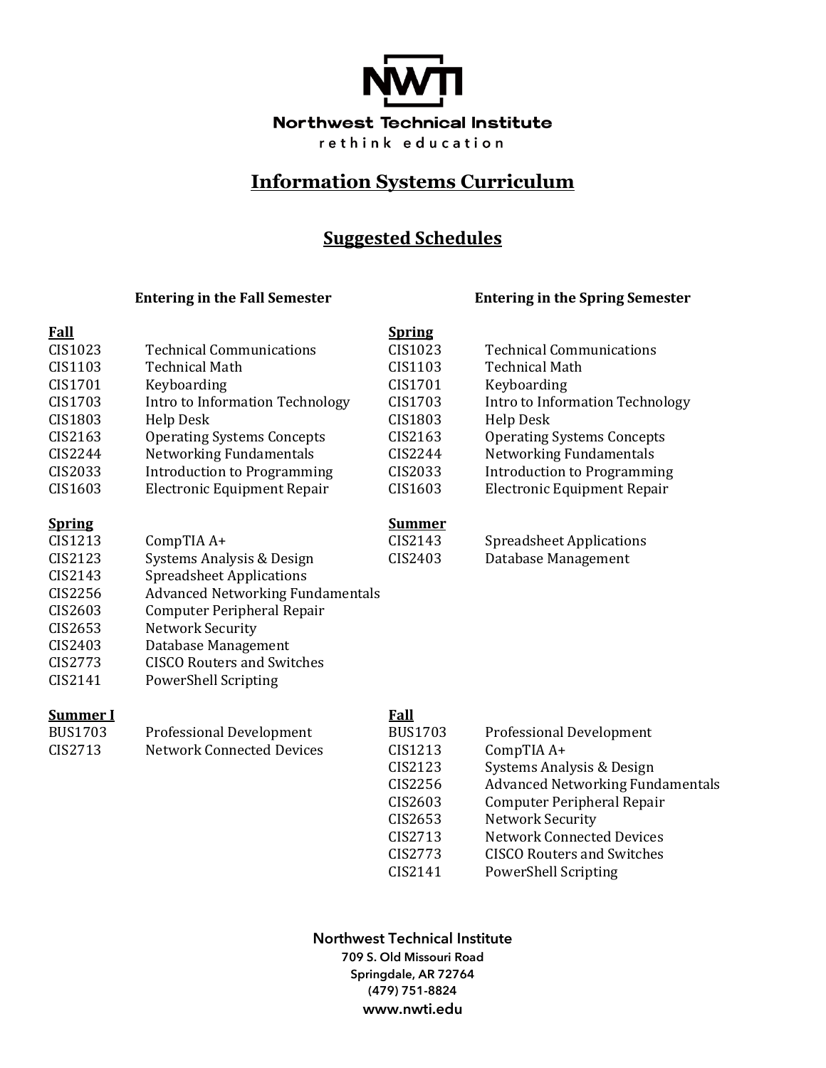# NWTI

**Northwest Technical Institute**

rethink education

## Information Systems Curriculum

## Suggested Schedules

### Entering in the Fall Semester

**Fall**

| | |
|---|---|
| CIS1023 | Technical Communications |
| CIS1103 | Technical Math |
| CIS1701 | Keyboarding |
| CIS1703 | Intro to Information Technology |
| CIS1803 | Help Desk |
| CIS2163 | Operating Systems Concepts |
| CIS2244 | Networking Fundamentals |
| CIS2033 | Introduction to Programming |
| CIS1603 | Electronic Equipment Repair |

**Spring**

| | |
|---|---|
| CIS1213 | CompTIA A+ |
| CIS2123 | Systems Analysis & Design |
| CIS2143 | Spreadsheet Applications |
| CIS2256 | Advanced Networking Fundamentals |
| CIS2603 | Computer Peripheral Repair |
| CIS2653 | Network Security |
| CIS2403 | Database Management |
| CIS2773 | CISCO Routers and Switches |
| CIS2141 | PowerShell Scripting |

**Summer I**

| | |
|---|---|
| BUS1703 | Professional Development |
| CIS2713 | Network Connected Devices |

### Entering in the Spring Semester

**Spring**

| | |
|---|---|
| CIS1023 | Technical Communications |
| CIS1103 | Technical Math |
| CIS1701 | Keyboarding |
| CIS1703 | Intro to Information Technology |
| CIS1803 | Help Desk |
| CIS2163 | Operating Systems Concepts |
| CIS2244 | Networking Fundamentals |
| CIS2033 | Introduction to Programming |
| CIS1603 | Electronic Equipment Repair |

**Summer**

| | |
|---|---|
| CIS2143 | Spreadsheet Applications |
| CIS2403 | Database Management |

**Fall**

| | |
|---|---|
| BUS1703 | Professional Development |
| CIS1213 | CompTIA A+ |
| CIS2123 | Systems Analysis & Design |
| CIS2256 | Advanced Networking Fundamentals |
| CIS2603 | Computer Peripheral Repair |
| CIS2653 | Network Security |
| CIS2713 | Network Connected Devices |
| CIS2773 | CISCO Routers and Switches |
| CIS2141 | PowerShell Scripting |

Northwest Technical Institute
709 S. Old Missouri Road
Springdale, AR 72764
(479) 751-8824
www.nwti.edu